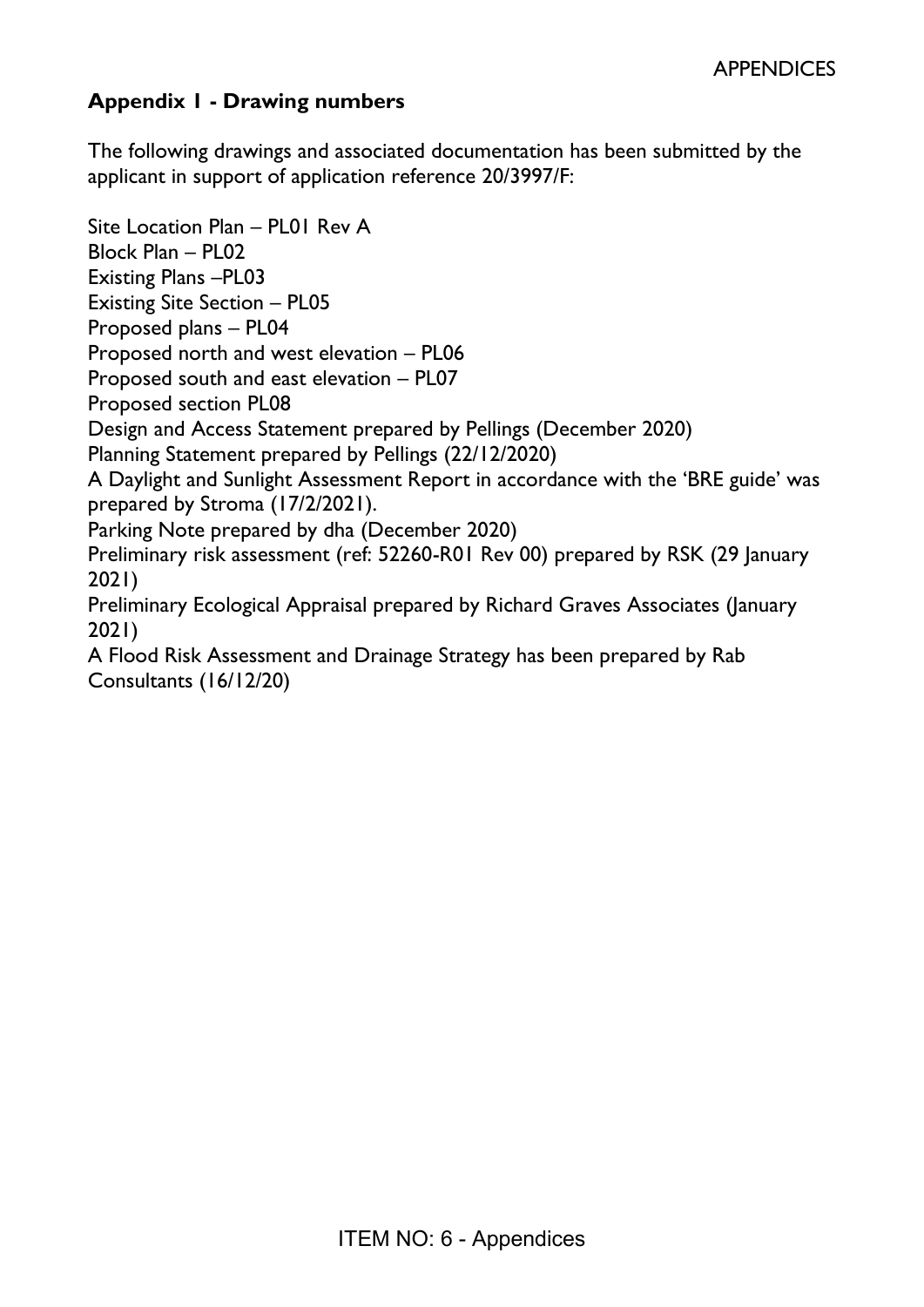## Appendix 1 - Drawing numbers

The following drawings and associated documentation has been submitted by the applicant in support of application reference 20/3997/F:

Site Location Plan – PL01 Rev A
Block Plan – PL02
Existing Plans –PL03
Existing Site Section – PL05
Proposed plans – PL04
Proposed north and west elevation – PL06
Proposed south and east elevation – PL07
Proposed section PL08
Design and Access Statement prepared by Pellings (December 2020)
Planning Statement prepared by Pellings (22/12/2020)
A Daylight and Sunlight Assessment Report in accordance with the 'BRE guide' was prepared by Stroma (17/2/2021).
Parking Note prepared by dha (December 2020)
Preliminary risk assessment (ref: 52260-R01 Rev 00) prepared by RSK (29 January 2021)
Preliminary Ecological Appraisal prepared by Richard Graves Associates (January 2021)
A Flood Risk Assessment and Drainage Strategy has been prepared by Rab Consultants (16/12/20)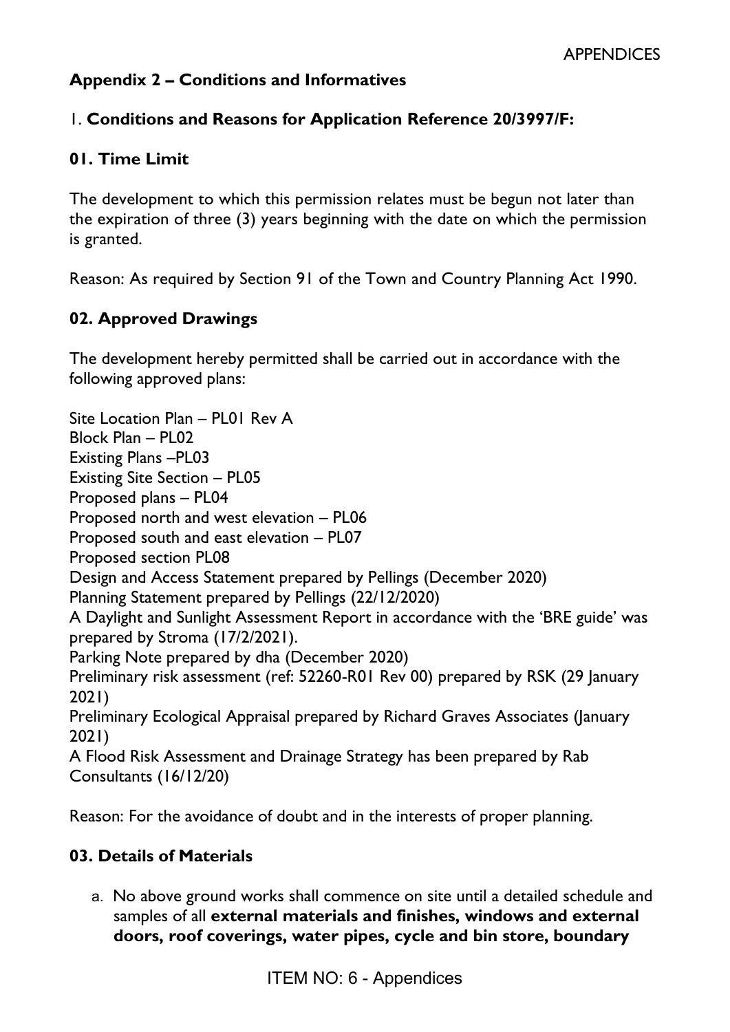## Appendix 2 – Conditions and Informatives

### 1. **Conditions and Reasons for Application Reference 20/3997/F:**

### 01. Time Limit

The development to which this permission relates must be begun not later than the expiration of three (3) years beginning with the date on which the permission is granted.

Reason: As required by Section 91 of the Town and Country Planning Act 1990.

### 02. Approved Drawings

The development hereby permitted shall be carried out in accordance with the following approved plans:

Site Location Plan – PL01 Rev A
Block Plan – PL02
Existing Plans –PL03
Existing Site Section – PL05
Proposed plans – PL04
Proposed north and west elevation – PL06
Proposed south and east elevation – PL07
Proposed section PL08
Design and Access Statement prepared by Pellings (December 2020)
Planning Statement prepared by Pellings (22/12/2020)
A Daylight and Sunlight Assessment Report in accordance with the 'BRE guide' was prepared by Stroma (17/2/2021).
Parking Note prepared by dha (December 2020)
Preliminary risk assessment (ref: 52260-R01 Rev 00) prepared by RSK (29 January 2021)
Preliminary Ecological Appraisal prepared by Richard Graves Associates (January 2021)
A Flood Risk Assessment and Drainage Strategy has been prepared by Rab Consultants (16/12/20)

Reason: For the avoidance of doubt and in the interests of proper planning.

### 03. Details of Materials

a. No above ground works shall commence on site until a detailed schedule and samples of all **external materials and finishes, windows and external doors, roof coverings, water pipes, cycle and bin store, boundary**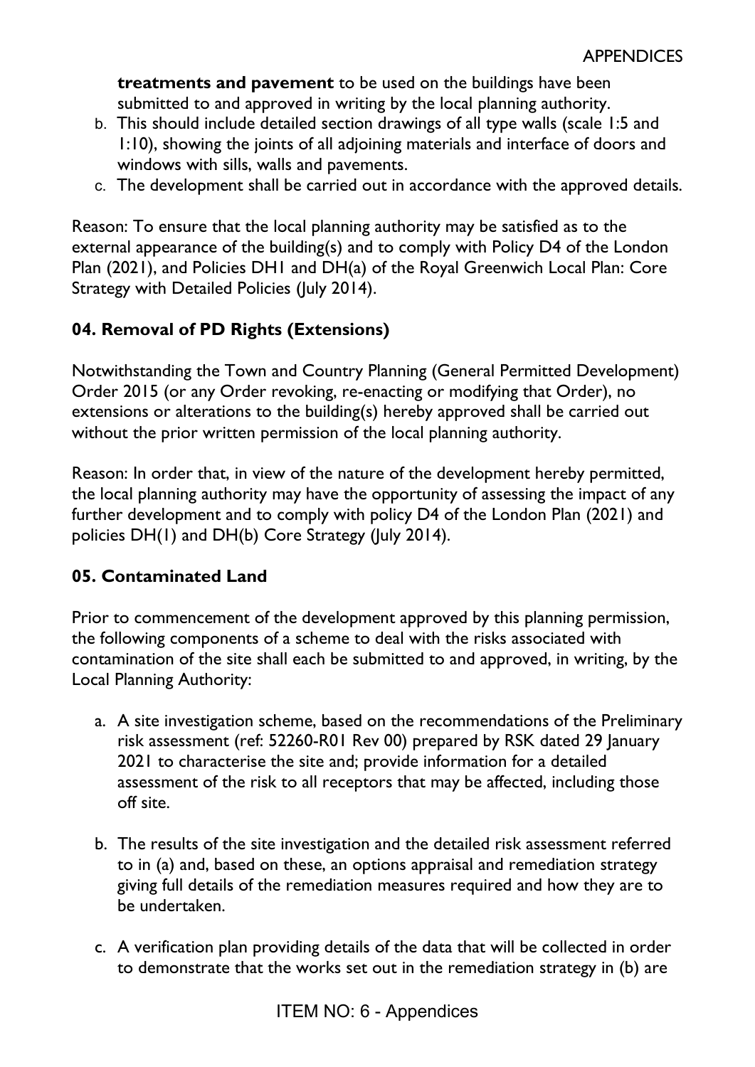**treatments and pavement** to be used on the buildings have been submitted to and approved in writing by the local planning authority.

b. This should include detailed section drawings of all type walls (scale 1:5 and 1:10), showing the joints of all adjoining materials and interface of doors and windows with sills, walls and pavements.
c. The development shall be carried out in accordance with the approved details.

Reason: To ensure that the local planning authority may be satisfied as to the external appearance of the building(s) and to comply with Policy D4 of the London Plan (2021), and Policies DH1 and DH(a) of the Royal Greenwich Local Plan: Core Strategy with Detailed Policies (July 2014).

### 04. Removal of PD Rights (Extensions)

Notwithstanding the Town and Country Planning (General Permitted Development) Order 2015 (or any Order revoking, re-enacting or modifying that Order), no extensions or alterations to the building(s) hereby approved shall be carried out without the prior written permission of the local planning authority.

Reason: In order that, in view of the nature of the development hereby permitted, the local planning authority may have the opportunity of assessing the impact of any further development and to comply with policy D4 of the London Plan (2021) and policies DH(1) and DH(b) Core Strategy (July 2014).

### 05. Contaminated Land

Prior to commencement of the development approved by this planning permission, the following components of a scheme to deal with the risks associated with contamination of the site shall each be submitted to and approved, in writing, by the Local Planning Authority:

a. A site investigation scheme, based on the recommendations of the Preliminary risk assessment (ref: 52260-R01 Rev 00) prepared by RSK dated 29 January 2021 to characterise the site and; provide information for a detailed assessment of the risk to all receptors that may be affected, including those off site.

b. The results of the site investigation and the detailed risk assessment referred to in (a) and, based on these, an options appraisal and remediation strategy giving full details of the remediation measures required and how they are to be undertaken.

c. A verification plan providing details of the data that will be collected in order to demonstrate that the works set out in the remediation strategy in (b) are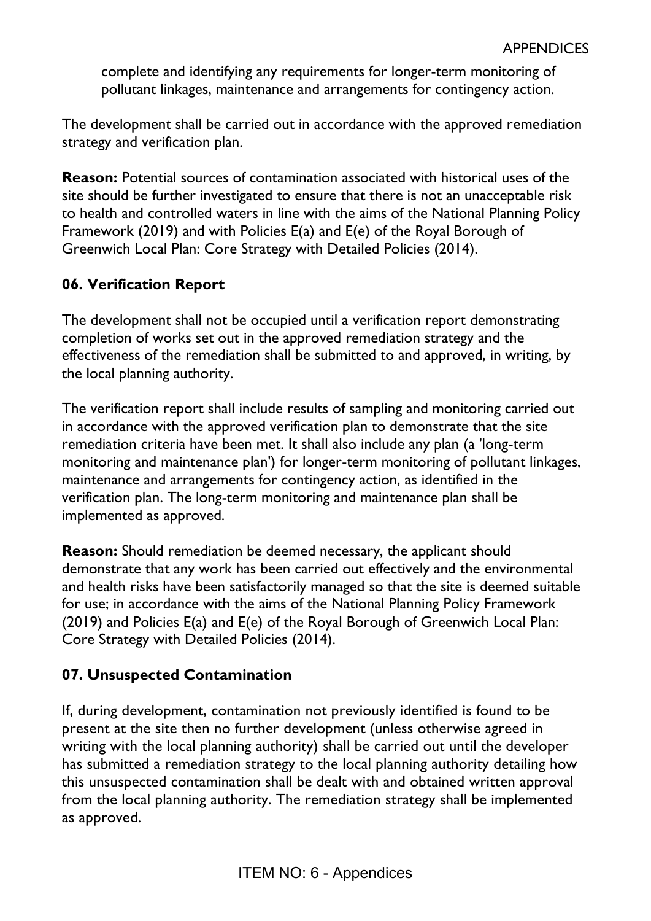complete and identifying any requirements for longer-term monitoring of pollutant linkages, maintenance and arrangements for contingency action.

The development shall be carried out in accordance with the approved remediation strategy and verification plan.

**Reason:** Potential sources of contamination associated with historical uses of the site should be further investigated to ensure that there is not an unacceptable risk to health and controlled waters in line with the aims of the National Planning Policy Framework (2019) and with Policies E(a) and E(e) of the Royal Borough of Greenwich Local Plan: Core Strategy with Detailed Policies (2014).

### 06. Verification Report

The development shall not be occupied until a verification report demonstrating completion of works set out in the approved remediation strategy and the effectiveness of the remediation shall be submitted to and approved, in writing, by the local planning authority.

The verification report shall include results of sampling and monitoring carried out in accordance with the approved verification plan to demonstrate that the site remediation criteria have been met. It shall also include any plan (a 'long-term monitoring and maintenance plan') for longer-term monitoring of pollutant linkages, maintenance and arrangements for contingency action, as identified in the verification plan. The long-term monitoring and maintenance plan shall be implemented as approved.

**Reason:** Should remediation be deemed necessary, the applicant should demonstrate that any work has been carried out effectively and the environmental and health risks have been satisfactorily managed so that the site is deemed suitable for use; in accordance with the aims of the National Planning Policy Framework (2019) and Policies E(a) and E(e) of the Royal Borough of Greenwich Local Plan: Core Strategy with Detailed Policies (2014).

### 07. Unsuspected Contamination

If, during development, contamination not previously identified is found to be present at the site then no further development (unless otherwise agreed in writing with the local planning authority) shall be carried out until the developer has submitted a remediation strategy to the local planning authority detailing how this unsuspected contamination shall be dealt with and obtained written approval from the local planning authority. The remediation strategy shall be implemented as approved.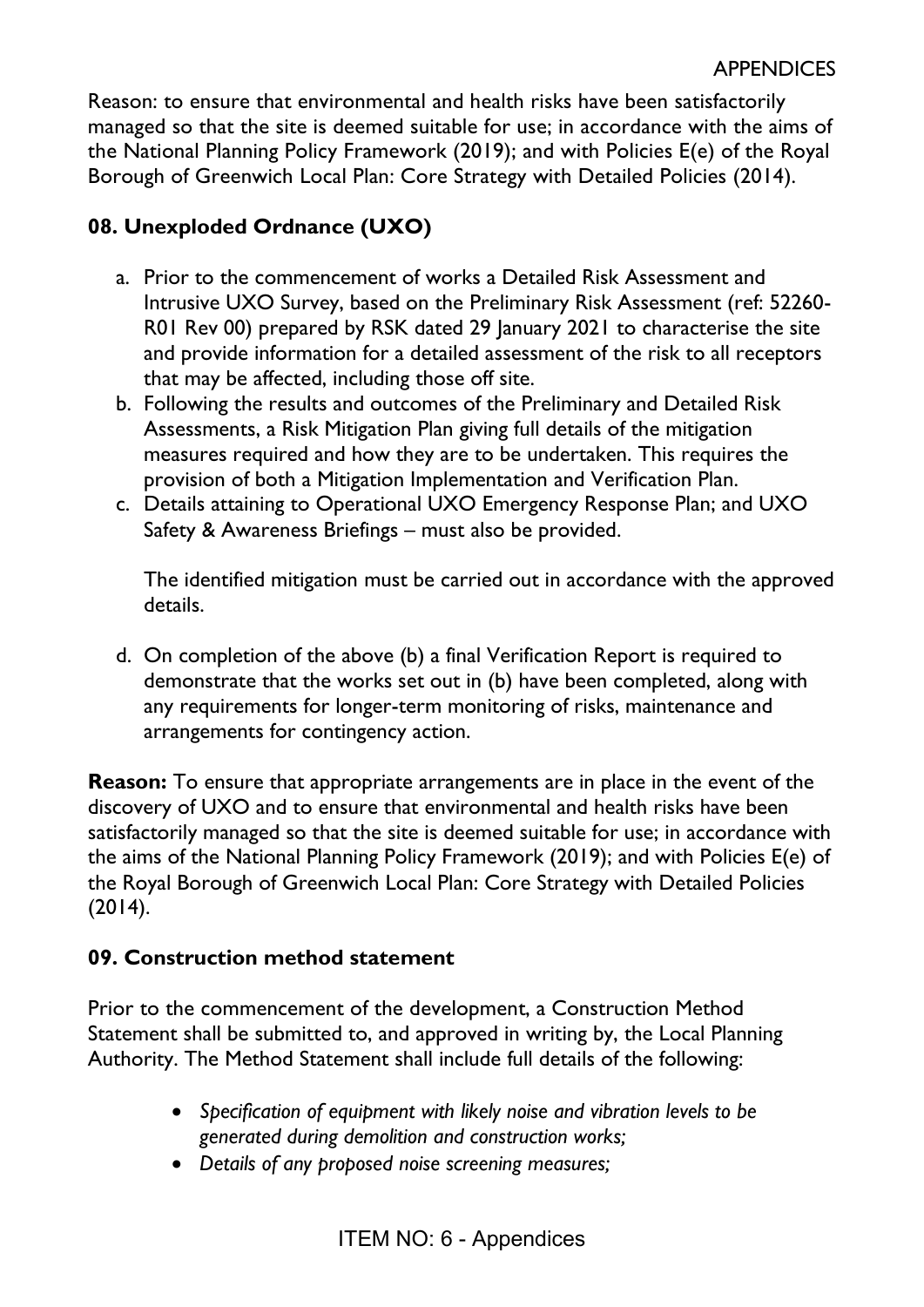Reason: to ensure that environmental and health risks have been satisfactorily managed so that the site is deemed suitable for use; in accordance with the aims of the National Planning Policy Framework (2019); and with Policies E(e) of the Royal Borough of Greenwich Local Plan: Core Strategy with Detailed Policies (2014).

### 08. Unexploded Ordnance (UXO)

a. Prior to the commencement of works a Detailed Risk Assessment and Intrusive UXO Survey, based on the Preliminary Risk Assessment (ref: 52260-R01 Rev 00) prepared by RSK dated 29 January 2021 to characterise the site and provide information for a detailed assessment of the risk to all receptors that may be affected, including those off site.
b. Following the results and outcomes of the Preliminary and Detailed Risk Assessments, a Risk Mitigation Plan giving full details of the mitigation measures required and how they are to be undertaken. This requires the provision of both a Mitigation Implementation and Verification Plan.
c. Details attaining to Operational UXO Emergency Response Plan; and UXO Safety & Awareness Briefings – must also be provided.

   The identified mitigation must be carried out in accordance with the approved details.

d. On completion of the above (b) a final Verification Report is required to demonstrate that the works set out in (b) have been completed, along with any requirements for longer-term monitoring of risks, maintenance and arrangements for contingency action.

**Reason:** To ensure that appropriate arrangements are in place in the event of the discovery of UXO and to ensure that environmental and health risks have been satisfactorily managed so that the site is deemed suitable for use; in accordance with the aims of the National Planning Policy Framework (2019); and with Policies E(e) of the Royal Borough of Greenwich Local Plan: Core Strategy with Detailed Policies (2014).

### 09. Construction method statement

Prior to the commencement of the development, a Construction Method Statement shall be submitted to, and approved in writing by, the Local Planning Authority. The Method Statement shall include full details of the following:

- *Specification of equipment with likely noise and vibration levels to be generated during demolition and construction works;*
- *Details of any proposed noise screening measures;*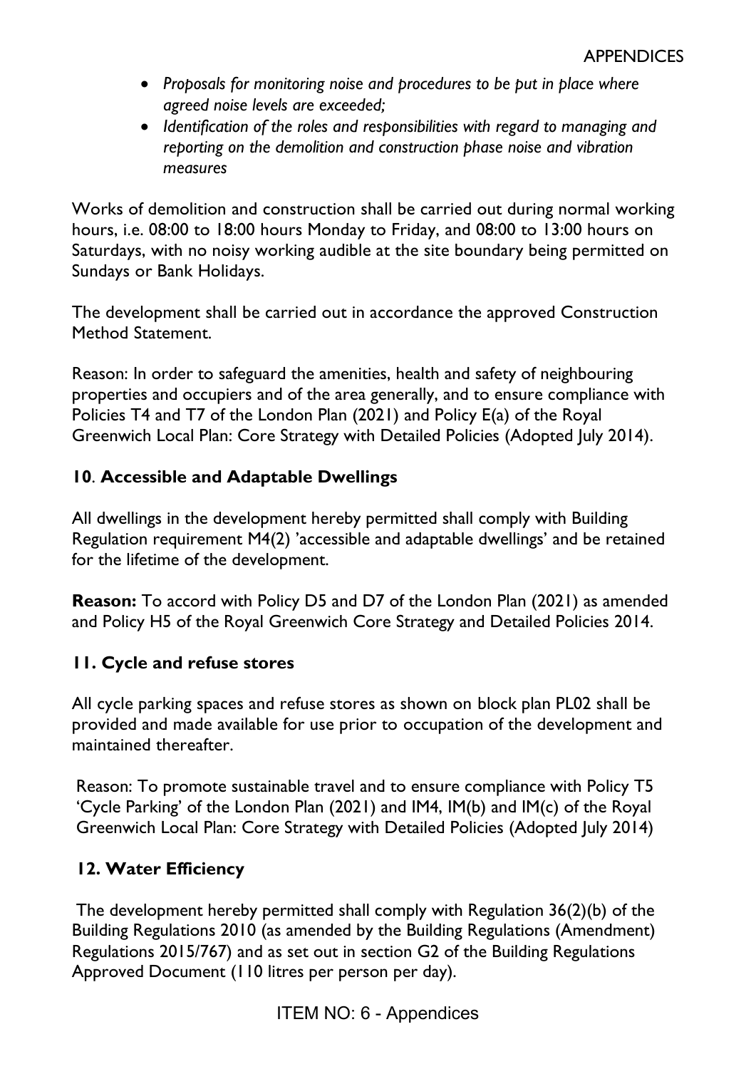- *Proposals for monitoring noise and procedures to be put in place where agreed noise levels are exceeded;*
- *Identification of the roles and responsibilities with regard to managing and reporting on the demolition and construction phase noise and vibration measures*

Works of demolition and construction shall be carried out during normal working hours, i.e. 08:00 to 18:00 hours Monday to Friday, and 08:00 to 13:00 hours on Saturdays, with no noisy working audible at the site boundary being permitted on Sundays or Bank Holidays.

The development shall be carried out in accordance the approved Construction Method Statement.

Reason: In order to safeguard the amenities, health and safety of neighbouring properties and occupiers and of the area generally, and to ensure compliance with Policies T4 and T7 of the London Plan (2021) and Policy E(a) of the Royal Greenwich Local Plan: Core Strategy with Detailed Policies (Adopted July 2014).

**10**. **Accessible and Adaptable Dwellings**

All dwellings in the development hereby permitted shall comply with Building Regulation requirement M4(2) 'accessible and adaptable dwellings' and be retained for the lifetime of the development.

**Reason:** To accord with Policy D5 and D7 of the London Plan (2021) as amended and Policy H5 of the Royal Greenwich Core Strategy and Detailed Policies 2014.

**11. Cycle and refuse stores**

All cycle parking spaces and refuse stores as shown on block plan PL02 shall be provided and made available for use prior to occupation of the development and maintained thereafter.

Reason: To promote sustainable travel and to ensure compliance with Policy T5 'Cycle Parking' of the London Plan (2021) and IM4, IM(b) and IM(c) of the Royal Greenwich Local Plan: Core Strategy with Detailed Policies (Adopted July 2014)

**12. Water Efficiency**

The development hereby permitted shall comply with Regulation 36(2)(b) of the Building Regulations 2010 (as amended by the Building Regulations (Amendment) Regulations 2015/767) and as set out in section G2 of the Building Regulations Approved Document (110 litres per person per day).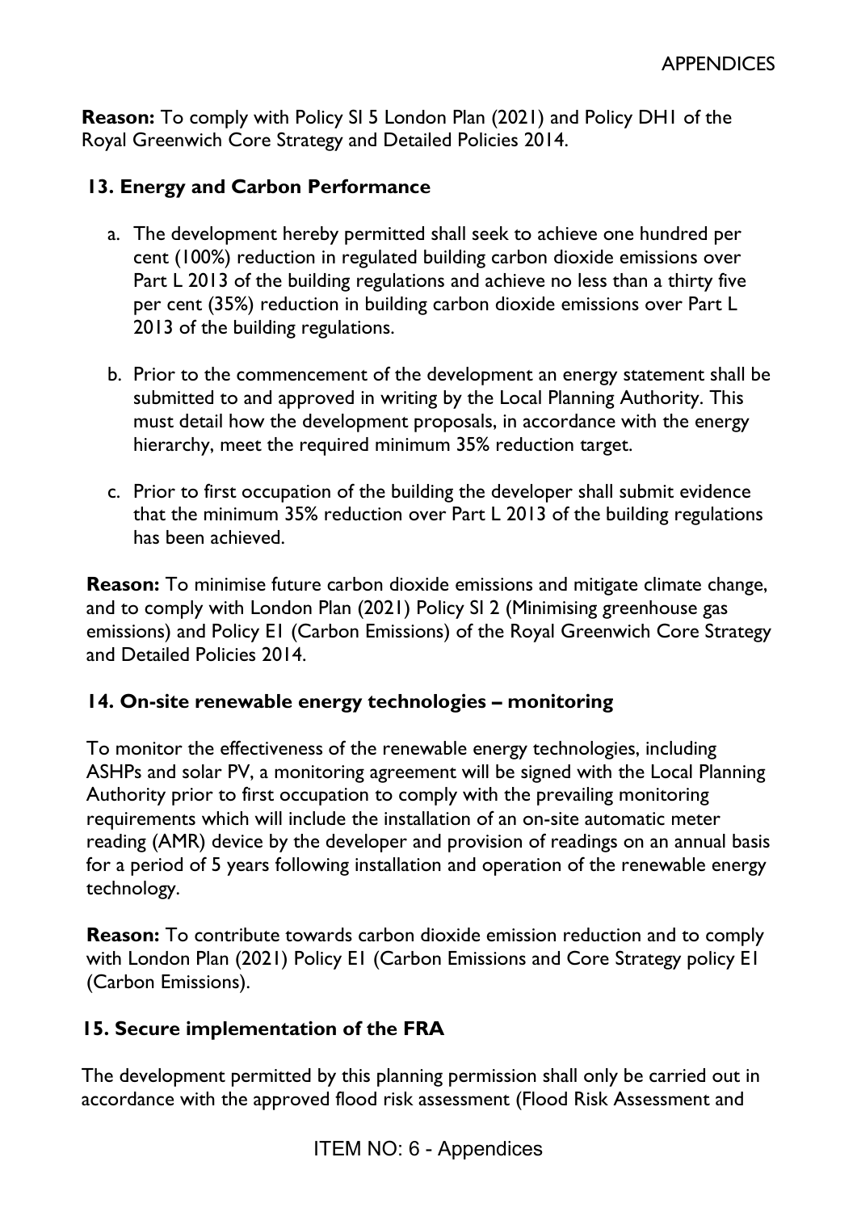**Reason:** To comply with Policy SI 5 London Plan (2021) and Policy DH1 of the Royal Greenwich Core Strategy and Detailed Policies 2014.

### 13. Energy and Carbon Performance

a. The development hereby permitted shall seek to achieve one hundred per cent (100%) reduction in regulated building carbon dioxide emissions over Part L 2013 of the building regulations and achieve no less than a thirty five per cent (35%) reduction in building carbon dioxide emissions over Part L 2013 of the building regulations.

b. Prior to the commencement of the development an energy statement shall be submitted to and approved in writing by the Local Planning Authority. This must detail how the development proposals, in accordance with the energy hierarchy, meet the required minimum 35% reduction target.

c. Prior to first occupation of the building the developer shall submit evidence that the minimum 35% reduction over Part L 2013 of the building regulations has been achieved.

**Reason:** To minimise future carbon dioxide emissions and mitigate climate change, and to comply with London Plan (2021) Policy SI 2 (Minimising greenhouse gas emissions) and Policy E1 (Carbon Emissions) of the Royal Greenwich Core Strategy and Detailed Policies 2014.

### 14. On-site renewable energy technologies – monitoring

To monitor the effectiveness of the renewable energy technologies, including ASHPs and solar PV, a monitoring agreement will be signed with the Local Planning Authority prior to first occupation to comply with the prevailing monitoring requirements which will include the installation of an on-site automatic meter reading (AMR) device by the developer and provision of readings on an annual basis for a period of 5 years following installation and operation of the renewable energy technology.

**Reason:** To contribute towards carbon dioxide emission reduction and to comply with London Plan (2021) Policy E1 (Carbon Emissions and Core Strategy policy E1 (Carbon Emissions).

### 15. Secure implementation of the FRA

The development permitted by this planning permission shall only be carried out in accordance with the approved flood risk assessment (Flood Risk Assessment and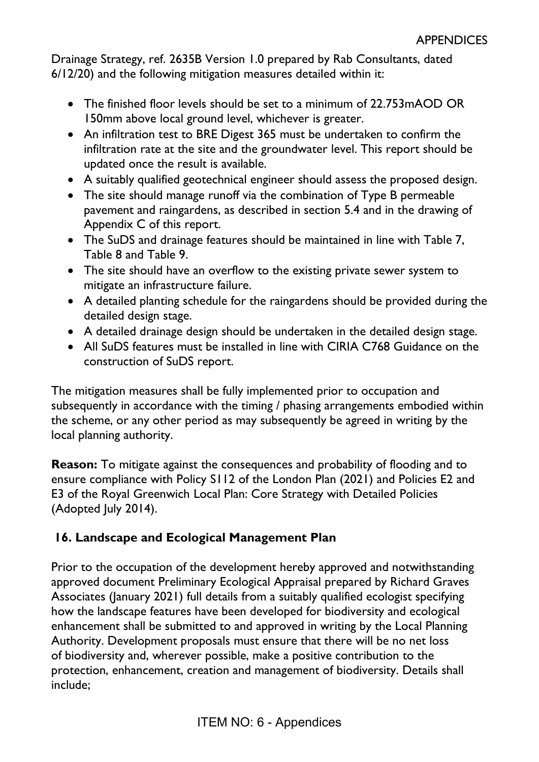Drainage Strategy, ref. 2635B Version 1.0 prepared by Rab Consultants, dated 6/12/20) and the following mitigation measures detailed within it:

- The finished floor levels should be set to a minimum of 22.753mAOD OR 150mm above local ground level, whichever is greater.
- An infiltration test to BRE Digest 365 must be undertaken to confirm the infiltration rate at the site and the groundwater level. This report should be updated once the result is available.
- A suitably qualified geotechnical engineer should assess the proposed design.
- The site should manage runoff via the combination of Type B permeable pavement and raingardens, as described in section 5.4 and in the drawing of Appendix C of this report.
- The SuDS and drainage features should be maintained in line with Table 7, Table 8 and Table 9.
- The site should have an overflow to the existing private sewer system to mitigate an infrastructure failure.
- A detailed planting schedule for the raingardens should be provided during the detailed design stage.
- A detailed drainage design should be undertaken in the detailed design stage.
- All SuDS features must be installed in line with CIRIA C768 Guidance on the construction of SuDS report.

The mitigation measures shall be fully implemented prior to occupation and subsequently in accordance with the timing / phasing arrangements embodied within the scheme, or any other period as may subsequently be agreed in writing by the local planning authority.

**Reason:** To mitigate against the consequences and probability of flooding and to ensure compliance with Policy SI12 of the London Plan (2021) and Policies E2 and E3 of the Royal Greenwich Local Plan: Core Strategy with Detailed Policies (Adopted July 2014).

## 16. Landscape and Ecological Management Plan

Prior to the occupation of the development hereby approved and notwithstanding approved document Preliminary Ecological Appraisal prepared by Richard Graves Associates (January 2021) full details from a suitably qualified ecologist specifying how the landscape features have been developed for biodiversity and ecological enhancement shall be submitted to and approved in writing by the Local Planning Authority. Development proposals must ensure that there will be no net loss of biodiversity and, wherever possible, make a positive contribution to the protection, enhancement, creation and management of biodiversity. Details shall include;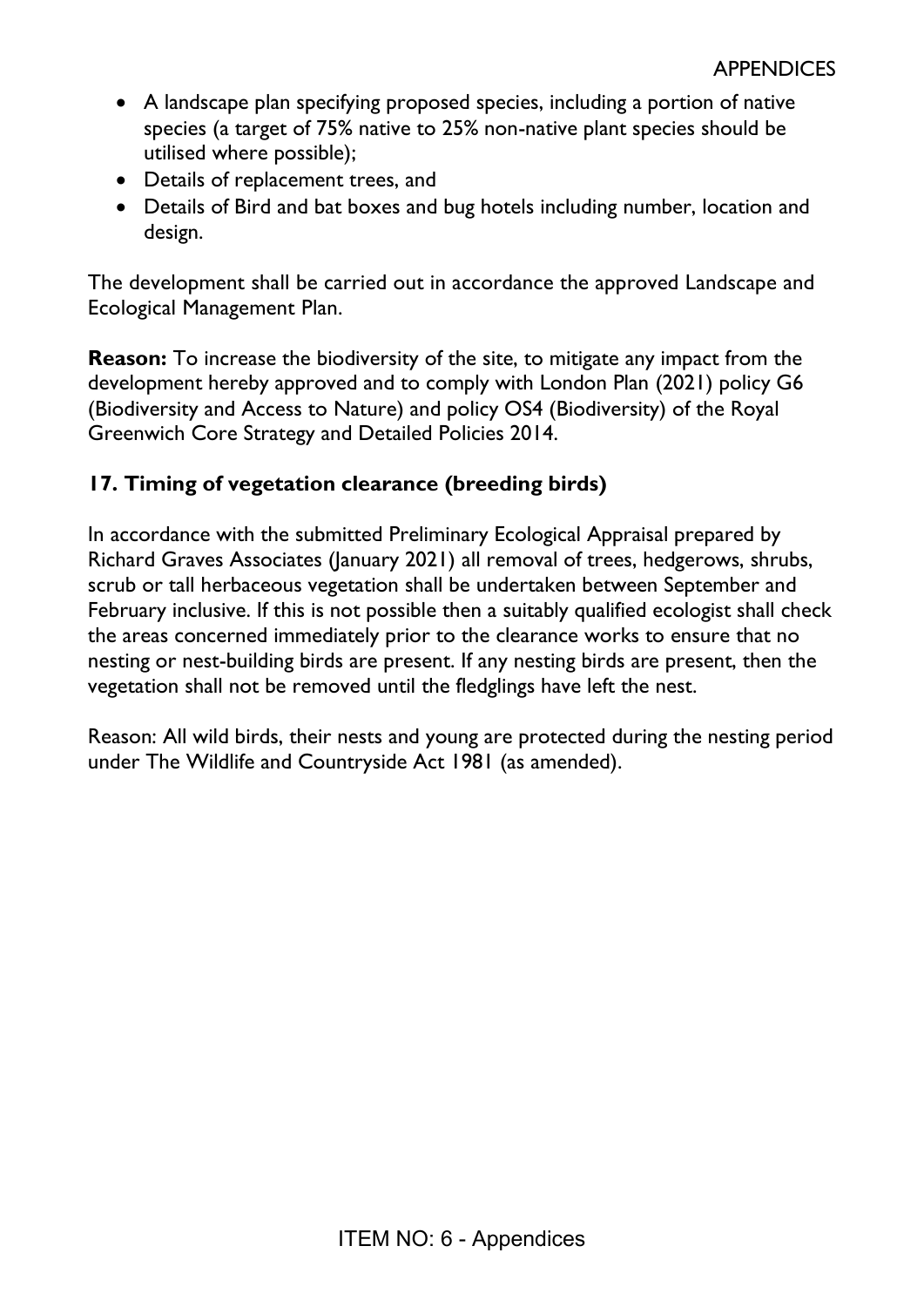- A landscape plan specifying proposed species, including a portion of native species (a target of 75% native to 25% non-native plant species should be utilised where possible);
- Details of replacement trees, and
- Details of Bird and bat boxes and bug hotels including number, location and design.

The development shall be carried out in accordance the approved Landscape and Ecological Management Plan.

**Reason:** To increase the biodiversity of the site, to mitigate any impact from the development hereby approved and to comply with London Plan (2021) policy G6 (Biodiversity and Access to Nature) and policy OS4 (Biodiversity) of the Royal Greenwich Core Strategy and Detailed Policies 2014.

### 17. Timing of vegetation clearance (breeding birds)

In accordance with the submitted Preliminary Ecological Appraisal prepared by Richard Graves Associates (January 2021) all removal of trees, hedgerows, shrubs, scrub or tall herbaceous vegetation shall be undertaken between September and February inclusive. If this is not possible then a suitably qualified ecologist shall check the areas concerned immediately prior to the clearance works to ensure that no nesting or nest-building birds are present. If any nesting birds are present, then the vegetation shall not be removed until the fledglings have left the nest.

Reason: All wild birds, their nests and young are protected during the nesting period under The Wildlife and Countryside Act 1981 (as amended).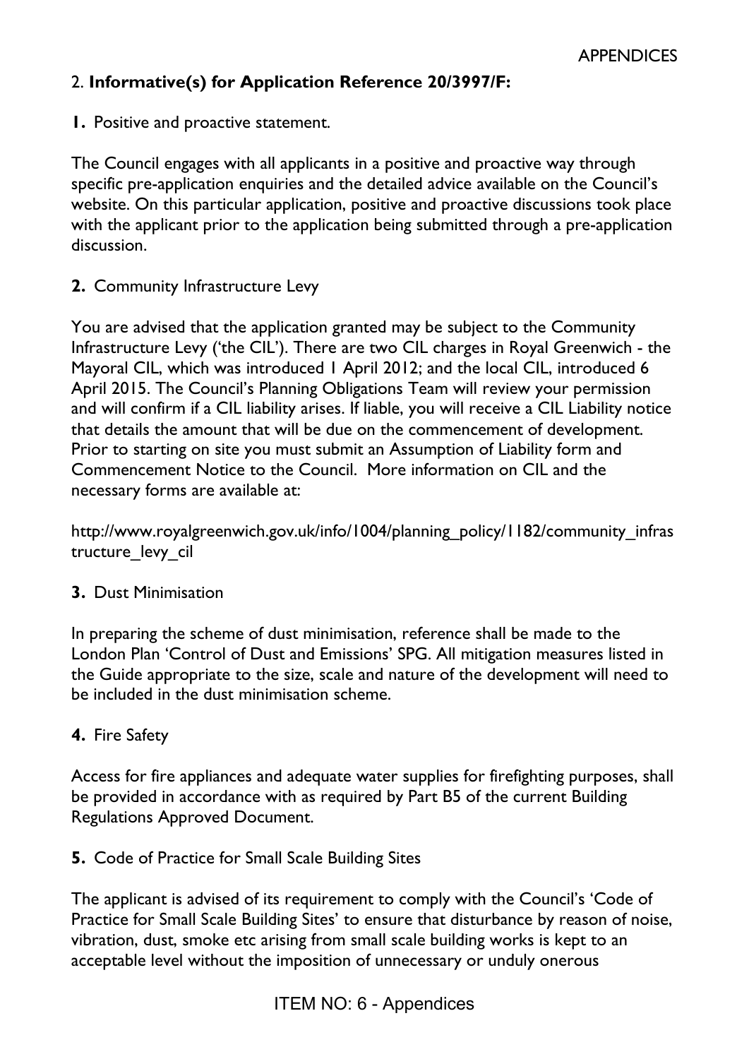## 2. **Informative(s) for Application Reference 20/3997/F:**

**1.** Positive and proactive statement.

The Council engages with all applicants in a positive and proactive way through specific pre-application enquiries and the detailed advice available on the Council's website. On this particular application, positive and proactive discussions took place with the applicant prior to the application being submitted through a pre-application discussion.

**2.** Community Infrastructure Levy

You are advised that the application granted may be subject to the Community Infrastructure Levy ('the CIL'). There are two CIL charges in Royal Greenwich - the Mayoral CIL, which was introduced 1 April 2012; and the local CIL, introduced 6 April 2015. The Council's Planning Obligations Team will review your permission and will confirm if a CIL liability arises. If liable, you will receive a CIL Liability notice that details the amount that will be due on the commencement of development. Prior to starting on site you must submit an Assumption of Liability form and Commencement Notice to the Council. More information on CIL and the necessary forms are available at:

http://www.royalgreenwich.gov.uk/info/1004/planning_policy/1182/community_infrastructure_levy_cil

**3.** Dust Minimisation

In preparing the scheme of dust minimisation, reference shall be made to the London Plan 'Control of Dust and Emissions' SPG. All mitigation measures listed in the Guide appropriate to the size, scale and nature of the development will need to be included in the dust minimisation scheme.

**4.** Fire Safety

Access for fire appliances and adequate water supplies for firefighting purposes, shall be provided in accordance with as required by Part B5 of the current Building Regulations Approved Document.

**5.** Code of Practice for Small Scale Building Sites

The applicant is advised of its requirement to comply with the Council's 'Code of Practice for Small Scale Building Sites' to ensure that disturbance by reason of noise, vibration, dust, smoke etc arising from small scale building works is kept to an acceptable level without the imposition of unnecessary or unduly onerous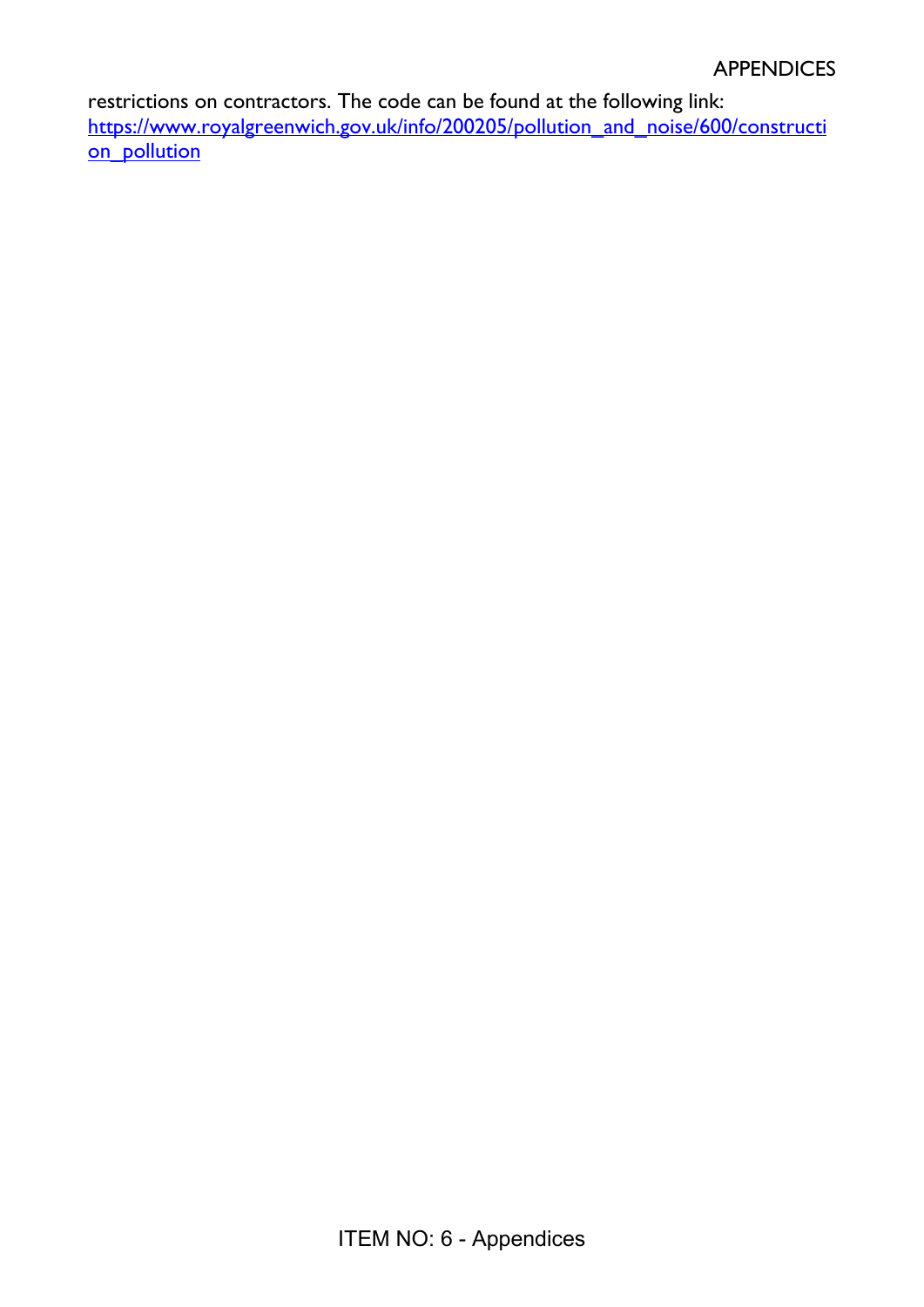restrictions on contractors. The code can be found at the following link:
https://www.royalgreenwich.gov.uk/info/200205/pollution_and_noise/600/construction_pollution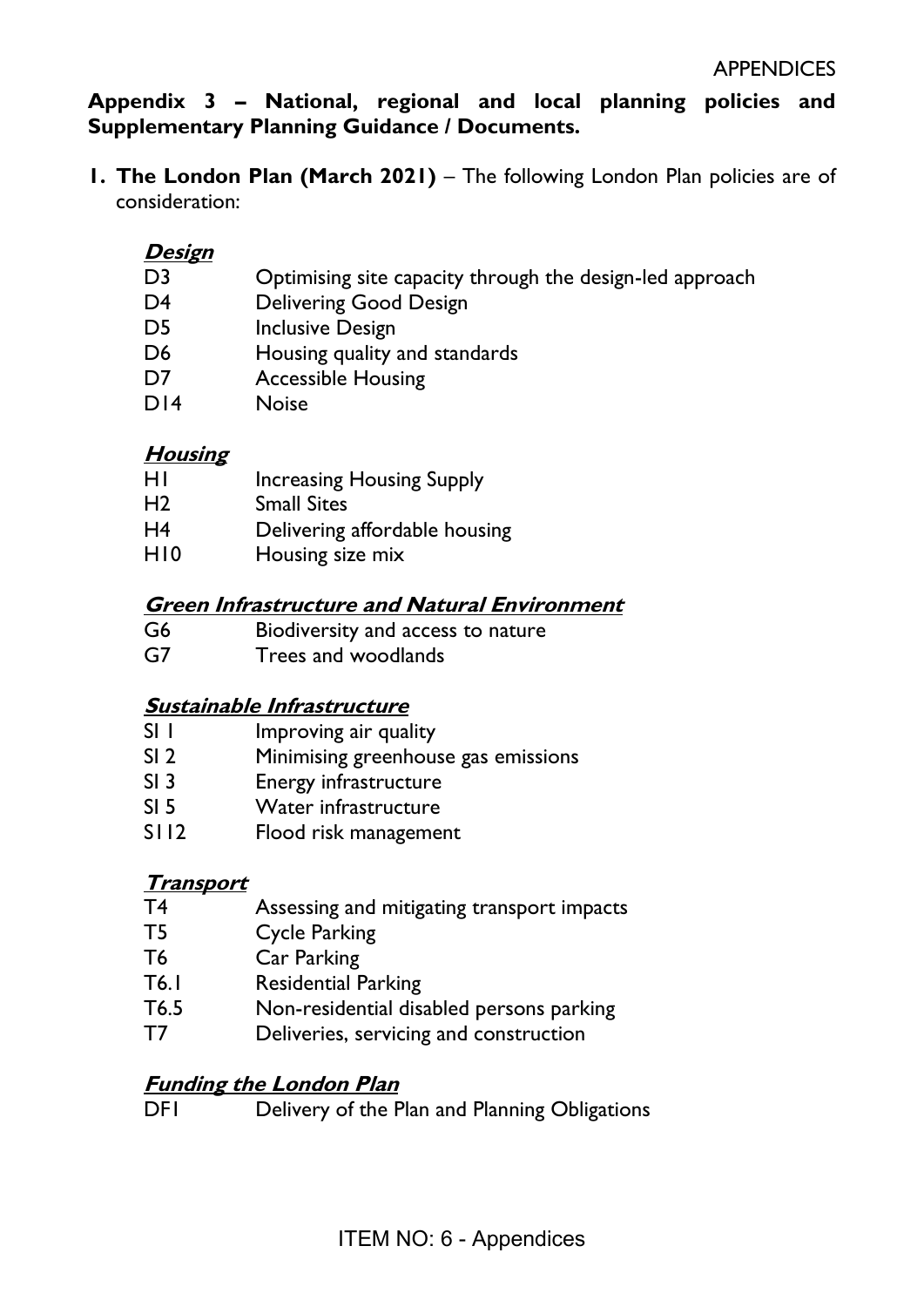**Appendix 3 – National, regional and local planning policies and Supplementary Planning Guidance / Documents.**

1. **The London Plan (March 2021)** – The following London Plan policies are of consideration:

***Design***

| | |
|---|---|
| D3 | Optimising site capacity through the design-led approach |
| D4 | Delivering Good Design |
| D5 | Inclusive Design |
| D6 | Housing quality and standards |
| D7 | Accessible Housing |
| D14 | Noise |

***Housing***

| | |
|---|---|
| H1 | Increasing Housing Supply |
| H2 | Small Sites |
| H4 | Delivering affordable housing |
| H10 | Housing size mix |

***Green Infrastructure and Natural Environment***

| | |
|---|---|
| G6 | Biodiversity and access to nature |
| G7 | Trees and woodlands |

***Sustainable Infrastructure***

| | |
|---|---|
| SI 1 | Improving air quality |
| SI 2 | Minimising greenhouse gas emissions |
| SI 3 | Energy infrastructure |
| SI 5 | Water infrastructure |
| SI12 | Flood risk management |

***Transport***

| | |
|---|---|
| T4 | Assessing and mitigating transport impacts |
| T5 | Cycle Parking |
| T6 | Car Parking |
| T6.1 | Residential Parking |
| T6.5 | Non-residential disabled persons parking |
| T7 | Deliveries, servicing and construction |

***Funding the London Plan***

| | |
|---|---|
| DF1 | Delivery of the Plan and Planning Obligations |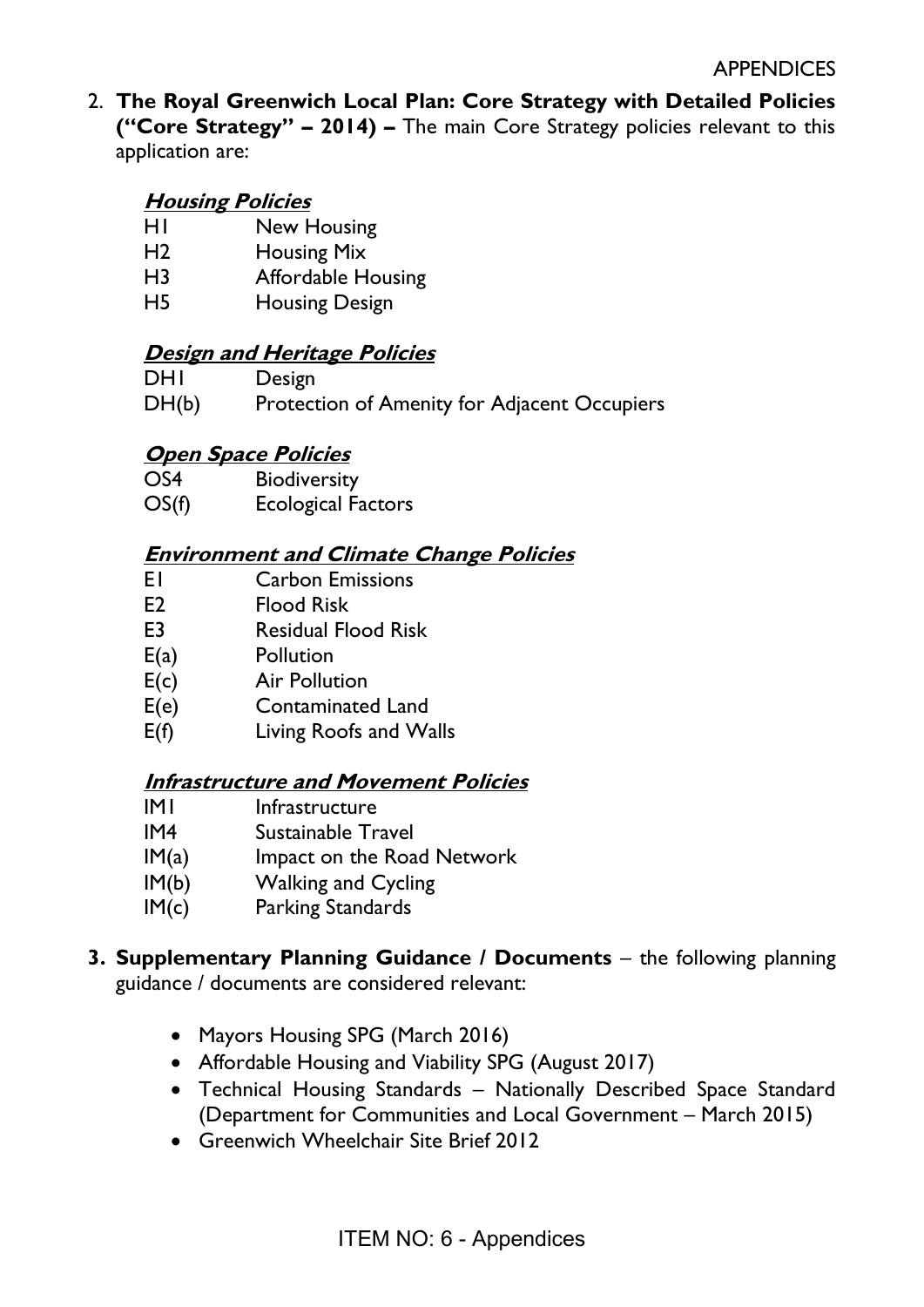2. **The Royal Greenwich Local Plan: Core Strategy with Detailed Policies ("Core Strategy" – 2014) –** The main Core Strategy policies relevant to this application are:

***Housing Policies***

| | |
|---|---|
| H1 | New Housing |
| H2 | Housing Mix |
| H3 | Affordable Housing |
| H5 | Housing Design |

***Design and Heritage Policies***

| | |
|---|---|
| DH1 | Design |
| DH(b) | Protection of Amenity for Adjacent Occupiers |

***Open Space Policies***

| | |
|---|---|
| OS4 | Biodiversity |
| OS(f) | Ecological Factors |

***Environment and Climate Change Policies***

| | |
|---|---|
| E1 | Carbon Emissions |
| E2 | Flood Risk |
| E3 | Residual Flood Risk |
| E(a) | Pollution |
| E(c) | Air Pollution |
| E(e) | Contaminated Land |
| E(f) | Living Roofs and Walls |

***Infrastructure and Movement Policies***

| | |
|---|---|
| IM1 | Infrastructure |
| IM4 | Sustainable Travel |
| IM(a) | Impact on the Road Network |
| IM(b) | Walking and Cycling |
| IM(c) | Parking Standards |

3. **Supplementary Planning Guidance / Documents** – the following planning guidance / documents are considered relevant:

- Mayors Housing SPG (March 2016)
- Affordable Housing and Viability SPG (August 2017)
- Technical Housing Standards – Nationally Described Space Standard (Department for Communities and Local Government – March 2015)
- Greenwich Wheelchair Site Brief 2012